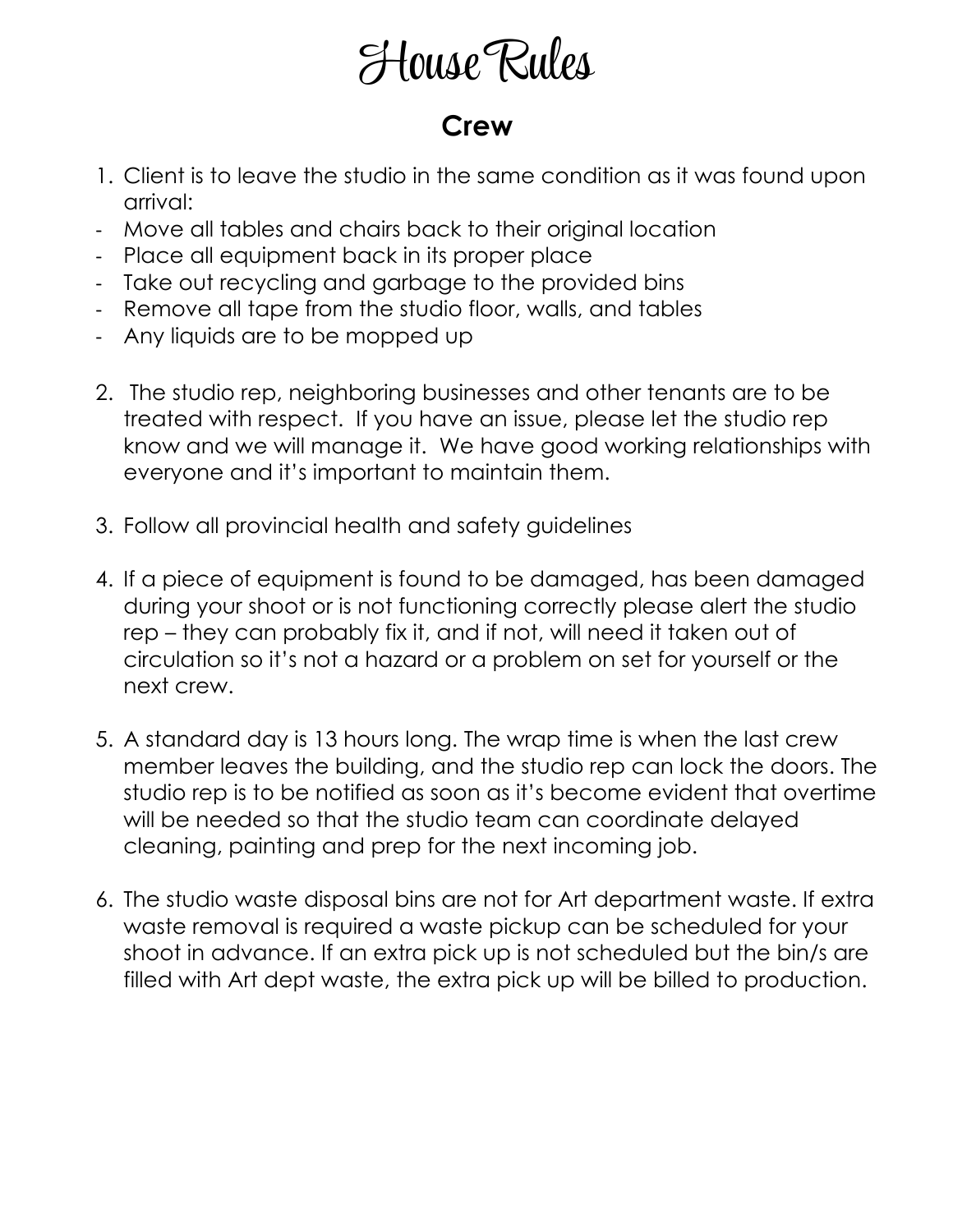# House Rules

## Crew

1. Client is to leave the studio in the same condition as it was found upon arrival:

- Move all tables and chairs back to their original location
- Place all equipment back in its proper place
- Take out recycling and garbage to the provided bins
- Remove all tape from the studio floor, walls, and tables
- Any liquids are to be mopped up

2. The studio rep, neighboring businesses and other tenants are to be treated with respect. If you have an issue, please let the studio rep know and we will manage it. We have good working relationships with everyone and it's important to maintain them.

3. Follow all provincial health and safety guidelines

4. If a piece of equipment is found to be damaged, has been damaged during your shoot or is not functioning correctly please alert the studio rep – they can probably fix it, and if not, will need it taken out of circulation so it's not a hazard or a problem on set for yourself or the next crew.

5. A standard day is 13 hours long. The wrap time is when the last crew member leaves the building, and the studio rep can lock the doors. The studio rep is to be notified as soon as it's become evident that overtime will be needed so that the studio team can coordinate delayed cleaning, painting and prep for the next incoming job.

6. The studio waste disposal bins are not for Art department waste. If extra waste removal is required a waste pickup can be scheduled for your shoot in advance. If an extra pick up is not scheduled but the bin/s are filled with Art dept waste, the extra pick up will be billed to production.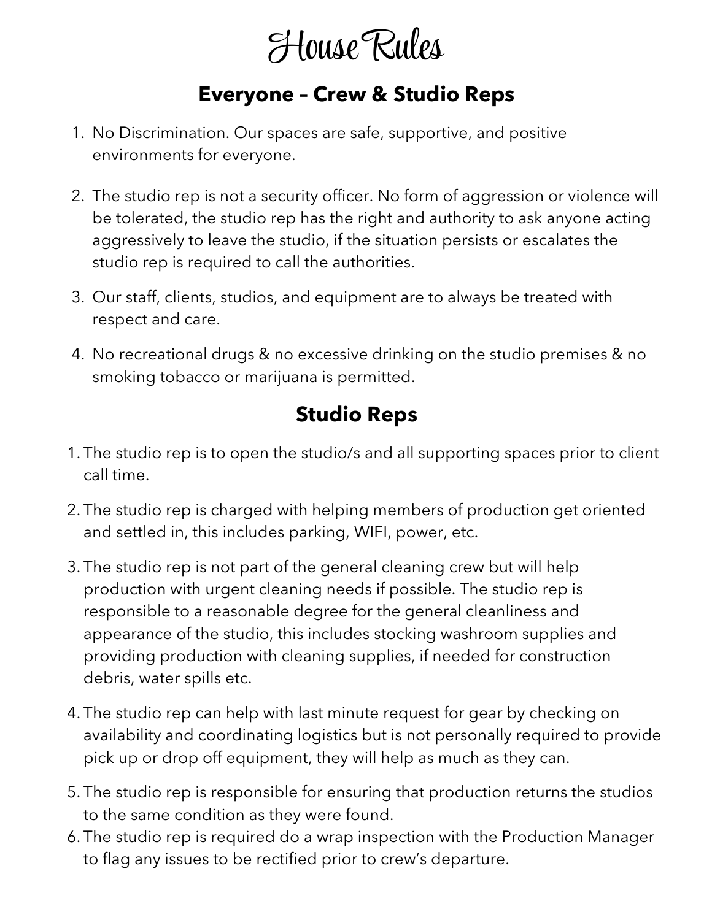# House Rules

## Everyone – Crew & Studio Reps

1. No Discrimination. Our spaces are safe, supportive, and positive environments for everyone.

2. The studio rep is not a security officer. No form of aggression or violence will be tolerated, the studio rep has the right and authority to ask anyone acting aggressively to leave the studio, if the situation persists or escalates the studio rep is required to call the authorities.

3. Our staff, clients, studios, and equipment are to always be treated with respect and care.

4. No recreational drugs & no excessive drinking on the studio premises & no smoking tobacco or marijuana is permitted.

## Studio Reps

1. The studio rep is to open the studio/s and all supporting spaces prior to client call time.

2. The studio rep is charged with helping members of production get oriented and settled in, this includes parking, WIFI, power, etc.

3. The studio rep is not part of the general cleaning crew but will help production with urgent cleaning needs if possible. The studio rep is responsible to a reasonable degree for the general cleanliness and appearance of the studio, this includes stocking washroom supplies and providing production with cleaning supplies, if needed for construction debris, water spills etc.

4. The studio rep can help with last minute request for gear by checking on availability and coordinating logistics but is not personally required to provide pick up or drop off equipment, they will help as much as they can.

5. The studio rep is responsible for ensuring that production returns the studios to the same condition as they were found.
6. The studio rep is required do a wrap inspection with the Production Manager to flag any issues to be rectified prior to crew's departure.